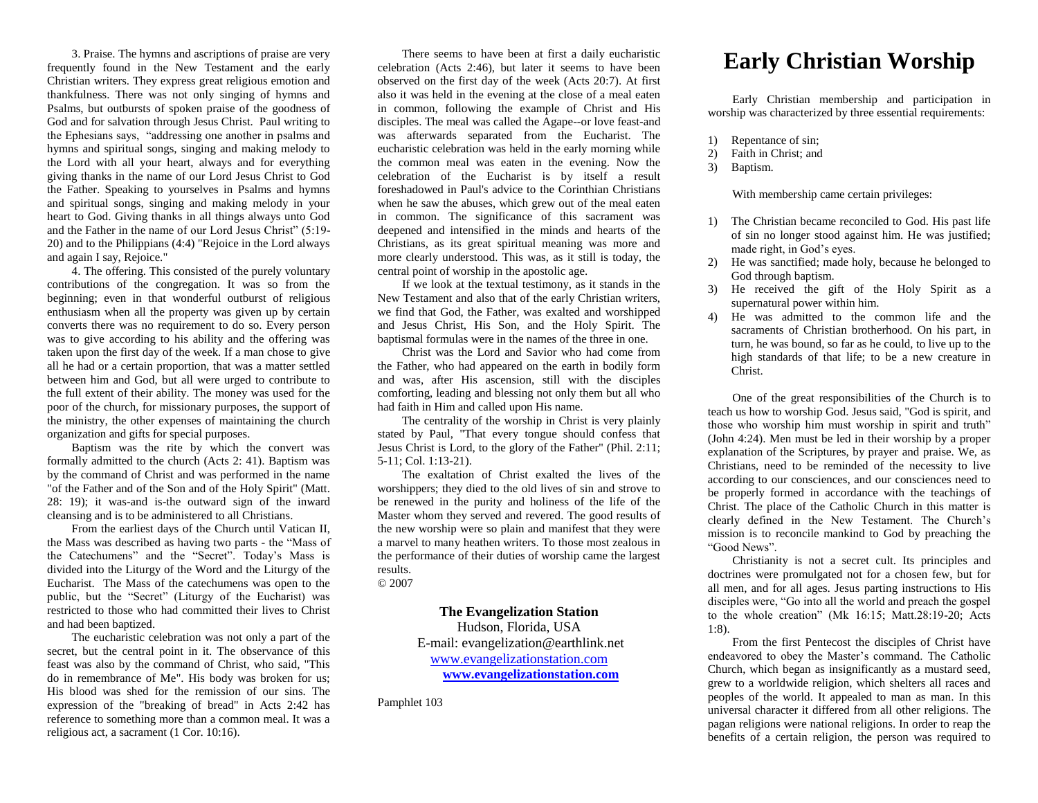3. Praise. The hymns and ascriptions of praise are very frequently found in the New Testament and the early Christian writers. They express great religious emotion and thankfulness. There was not only singing of hymns and Psalms, but outbursts of spoken praise of the goodness of God and for salvation through Jesus Christ. Paul writing to the Ephesians says, "addressing one another in psalms and hymns and spiritual songs, singing and making melody to the Lord with all your heart, always and for everything giving thanks in the name of our Lord Jesus Christ to God the Father. Speaking to yourselves in Psalms and hymns and spiritual songs, singing and making melody in your heart to God. Giving thanks in all things always unto God and the Father in the name of our Lord Jesus Christ" (5:19-20) and to the Philippians (4:4) "Rejoice in the Lord always and again I say, Rejoice."

4. The offering. This consisted of the purely voluntary contributions of the congregation. It was so from the beginning; even in that wonderful outburst of religious enthusiasm when all the property was given up by certain converts there was no requirement to do so. Every person was to give according to his ability and the offering was taken upon the first day of the week. If a man chose to give all he had or a certain proportion, that was a matter settled between him and God, but all were urged to contribute to the full extent of their ability. The money was used for the poor of the church, for missionary purposes, the support of the ministry, the other expenses of maintaining the church organization and gifts for special purposes.

Baptism was the rite by which the convert was formally admitted to the church (Acts 2: 41). Baptism was by the command of Christ and was performed in the name "of the Father and of the Son and of the Holy Spirit" (Matt. 28: 19); it was-and is-the outward sign of the inward cleansing and is to be administered to all Christians.

From the earliest days of the Church until Vatican II, the Mass was described as having two parts - the "Mass of the Catechumens" and the "Secret". Today's Mass is divided into the Liturgy of the Word and the Liturgy of the Eucharist. The Mass of the catechumens was open to the public, but the "Secret" (Liturgy of the Eucharist) was restricted to those who had committed their lives to Christ and had been baptized.

The eucharistic celebration was not only a part of the secret, but the central point in it. The observance of this feast was also by the command of Christ, who said, "This do in remembrance of Me". His body was broken for us; His blood was shed for the remission of our sins. The expression of the "breaking of bread" in Acts 2:42 has reference to something more than a common meal. It was a religious act, a sacrament (1 Cor. 10:16).

There seems to have been at first a daily eucharistic celebration (Acts 2:46), but later it seems to have been observed on the first day of the week (Acts 20:7). At first also it was held in the evening at the close of a meal eaten in common, following the example of Christ and His disciples. The meal was called the Agape--or love feast-and was afterwards separated from the Eucharist. The eucharistic celebration was held in the early morning while the common meal was eaten in the evening. Now the celebration of the Eucharist is by itself a result foreshadowed in Paul's advice to the Corinthian Christians when he saw the abuses, which grew out of the meal eaten in common. The significance of this sacrament was deepened and intensified in the minds and hearts of the Christians, as its great spiritual meaning was more and more clearly understood. This was, as it still is today, the central point of worship in the apostolic age.

If we look at the textual testimony, as it stands in the New Testament and also that of the early Christian writers, we find that God, the Father, was exalted and worshipped and Jesus Christ, His Son, and the Holy Spirit. The baptismal formulas were in the names of the three in one.

Christ was the Lord and Savior who had come from the Father, who had appeared on the earth in bodily form and was, after His ascension, still with the disciples comforting, leading and blessing not only them but all who had faith in Him and called upon His name.

The centrality of the worship in Christ is very plainly stated by Paul, "That every tongue should confess that Jesus Christ is Lord, to the glory of the Father" (Phil. 2:11; 5-11; Col. 1:13-21).

The exaltation of Christ exalted the lives of the worshippers; they died to the old lives of sin and strove to be renewed in the purity and holiness of the life of the Master whom they served and revered. The good results of the new worship were so plain and manifest that they were a marvel to many heathen writers. To those most zealous in the performance of their duties of worship came the largest results.

© 2007

**The Evangelization Station**
Hudson, Florida, USA
E-mail: evangelization@earthlink.net
www.evangelizationstation.com
**www.evangelizationstation.com**

Pamphlet 103

# Early Christian Worship

Early Christian membership and participation in worship was characterized by three essential requirements:

1) Repentance of sin;
2) Faith in Christ; and
3) Baptism.

With membership came certain privileges:

1) The Christian became reconciled to God. His past life of sin no longer stood against him. He was justified; made right, in God's eyes.
2) He was sanctified; made holy, because he belonged to God through baptism.
3) He received the gift of the Holy Spirit as a supernatural power within him.
4) He was admitted to the common life and the sacraments of Christian brotherhood. On his part, in turn, he was bound, so far as he could, to live up to the high standards of that life; to be a new creature in Christ.

One of the great responsibilities of the Church is to teach us how to worship God. Jesus said, "God is spirit, and those who worship him must worship in spirit and truth" (John 4:24). Men must be led in their worship by a proper explanation of the Scriptures, by prayer and praise. We, as Christians, need to be reminded of the necessity to live according to our consciences, and our consciences need to be properly formed in accordance with the teachings of Christ. The place of the Catholic Church in this matter is clearly defined in the New Testament. The Church's mission is to reconcile mankind to God by preaching the "Good News".

Christianity is not a secret cult. Its principles and doctrines were promulgated not for a chosen few, but for all men, and for all ages. Jesus parting instructions to His disciples were, "Go into all the world and preach the gospel to the whole creation" (Mk 16:15; Matt.28:19-20; Acts 1:8).

From the first Pentecost the disciples of Christ have endeavored to obey the Master's command. The Catholic Church, which began as insignificantly as a mustard seed, grew to a worldwide religion, which shelters all races and peoples of the world. It appealed to man as man. In this universal character it differed from all other religions. The pagan religions were national religions. In order to reap the benefits of a certain religion, the person was required to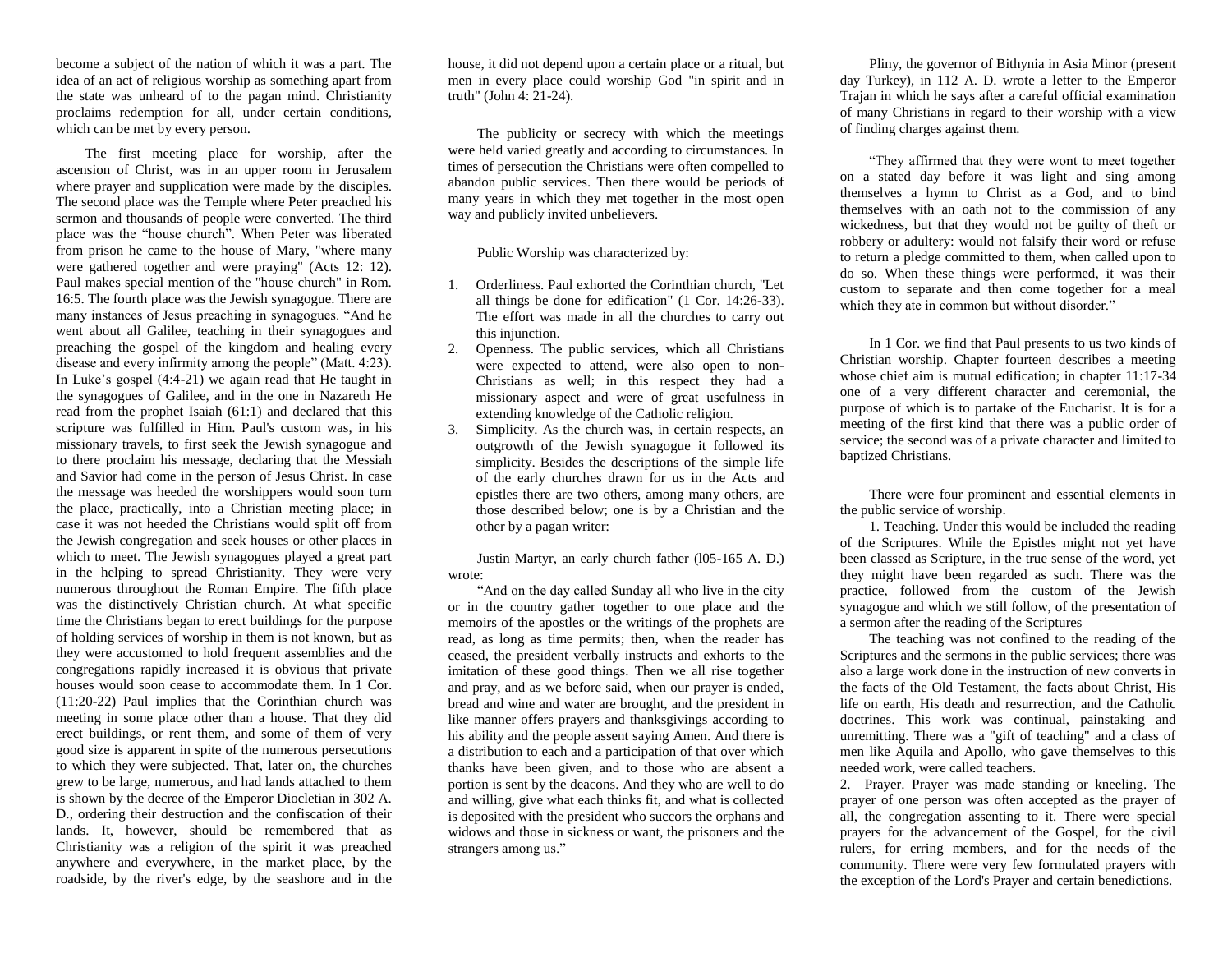become a subject of the nation of which it was a part. The idea of an act of religious worship as something apart from the state was unheard of to the pagan mind. Christianity proclaims redemption for all, under certain conditions, which can be met by every person.

The first meeting place for worship, after the ascension of Christ, was in an upper room in Jerusalem where prayer and supplication were made by the disciples. The second place was the Temple where Peter preached his sermon and thousands of people were converted. The third place was the "house church". When Peter was liberated from prison he came to the house of Mary, "where many were gathered together and were praying" (Acts 12: 12). Paul makes special mention of the "house church" in Rom. 16:5. The fourth place was the Jewish synagogue. There are many instances of Jesus preaching in synagogues. "And he went about all Galilee, teaching in their synagogues and preaching the gospel of the kingdom and healing every disease and every infirmity among the people" (Matt. 4:23). In Luke's gospel (4:4-21) we again read that He taught in the synagogues of Galilee, and in the one in Nazareth He read from the prophet Isaiah (61:1) and declared that this scripture was fulfilled in Him. Paul's custom was, in his missionary travels, to first seek the Jewish synagogue and to there proclaim his message, declaring that the Messiah and Savior had come in the person of Jesus Christ. In case the message was heeded the worshippers would soon turn the place, practically, into a Christian meeting place; in case it was not heeded the Christians would split off from the Jewish congregation and seek houses or other places in which to meet. The Jewish synagogues played a great part in the helping to spread Christianity. They were very numerous throughout the Roman Empire. The fifth place was the distinctively Christian church. At what specific time the Christians began to erect buildings for the purpose of holding services of worship in them is not known, but as they were accustomed to hold frequent assemblies and the congregations rapidly increased it is obvious that private houses would soon cease to accommodate them. In 1 Cor. (11:20-22) Paul implies that the Corinthian church was meeting in some place other than a house. That they did erect buildings, or rent them, and some of them of very good size is apparent in spite of the numerous persecutions to which they were subjected. That, later on, the churches grew to be large, numerous, and had lands attached to them is shown by the decree of the Emperor Diocletian in 302 A. D., ordering their destruction and the confiscation of their lands. It, however, should be remembered that as Christianity was a religion of the spirit it was preached anywhere and everywhere, in the market place, by the roadside, by the river's edge, by the seashore and in the house, it did not depend upon a certain place or a ritual, but men in every place could worship God "in spirit and in truth" (John 4: 21-24).

The publicity or secrecy with which the meetings were held varied greatly and according to circumstances. In times of persecution the Christians were often compelled to abandon public services. Then there would be periods of many years in which they met together in the most open way and publicly invited unbelievers.

Public Worship was characterized by:

1. Orderliness. Paul exhorted the Corinthian church, "Let all things be done for edification" (1 Cor. 14:26-33). The effort was made in all the churches to carry out this injunction.
2. Openness. The public services, which all Christians were expected to attend, were also open to non-Christians as well; in this respect they had a missionary aspect and were of great usefulness in extending knowledge of the Catholic religion.
3. Simplicity. As the church was, in certain respects, an outgrowth of the Jewish synagogue it followed its simplicity. Besides the descriptions of the simple life of the early churches drawn for us in the Acts and epistles there are two others, among many others, are those described below; one is by a Christian and the other by a pagan writer:

Justin Martyr, an early church father (l05-165 A. D.) wrote:

"And on the day called Sunday all who live in the city or in the country gather together to one place and the memoirs of the apostles or the writings of the prophets are read, as long as time permits; then, when the reader has ceased, the president verbally instructs and exhorts to the imitation of these good things. Then we all rise together and pray, and as we before said, when our prayer is ended, bread and wine and water are brought, and the president in like manner offers prayers and thanksgivings according to his ability and the people assent saying Amen. And there is a distribution to each and a participation of that over which thanks have been given, and to those who are absent a portion is sent by the deacons. And they who are well to do and willing, give what each thinks fit, and what is collected is deposited with the president who succors the orphans and widows and those in sickness or want, the prisoners and the strangers among us."

Pliny, the governor of Bithynia in Asia Minor (present day Turkey), in 112 A. D. wrote a letter to the Emperor Trajan in which he says after a careful official examination of many Christians in regard to their worship with a view of finding charges against them.

"They affirmed that they were wont to meet together on a stated day before it was light and sing among themselves a hymn to Christ as a God, and to bind themselves with an oath not to the commission of any wickedness, but that they would not be guilty of theft or robbery or adultery: would not falsify their word or refuse to return a pledge committed to them, when called upon to do so. When these things were performed, it was their custom to separate and then come together for a meal which they ate in common but without disorder."

In 1 Cor. we find that Paul presents to us two kinds of Christian worship. Chapter fourteen describes a meeting whose chief aim is mutual edification; in chapter 11:17-34 one of a very different character and ceremonial, the purpose of which is to partake of the Eucharist. It is for a meeting of the first kind that there was a public order of service; the second was of a private character and limited to baptized Christians.

There were four prominent and essential elements in the public service of worship.

1. Teaching. Under this would be included the reading of the Scriptures. While the Epistles might not yet have been classed as Scripture, in the true sense of the word, yet they might have been regarded as such. There was the practice, followed from the custom of the Jewish synagogue and which we still follow, of the presentation of a sermon after the reading of the Scriptures

The teaching was not confined to the reading of the Scriptures and the sermons in the public services; there was also a large work done in the instruction of new converts in the facts of the Old Testament, the facts about Christ, His life on earth, His death and resurrection, and the Catholic doctrines. This work was continual, painstaking and unremitting. There was a "gift of teaching" and a class of men like Aquila and Apollo, who gave themselves to this needed work, were called teachers.

2. Prayer. Prayer was made standing or kneeling. The prayer of one person was often accepted as the prayer of all, the congregation assenting to it. There were special prayers for the advancement of the Gospel, for the civil rulers, for erring members, and for the needs of the community. There were very few formulated prayers with the exception of the Lord's Prayer and certain benedictions.